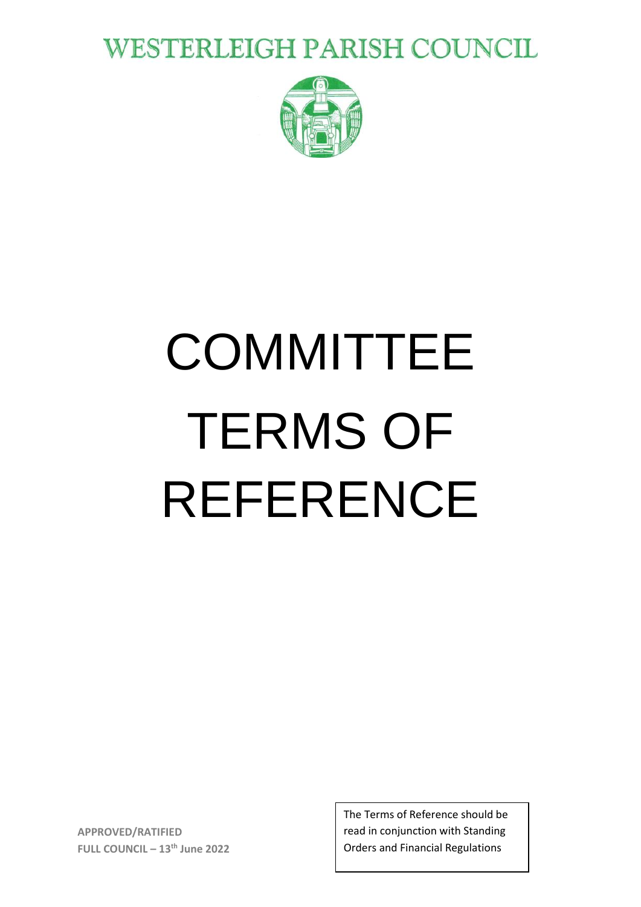# WESTERLEIGH PARISH COUNCIL

# COMMITTEE TERMS OF REFERENCE

**APPROVED/RATIFIED**
**FULL COUNCIL – 13th June 2022**

The Terms of Reference should be read in conjunction with Standing Orders and Financial Regulations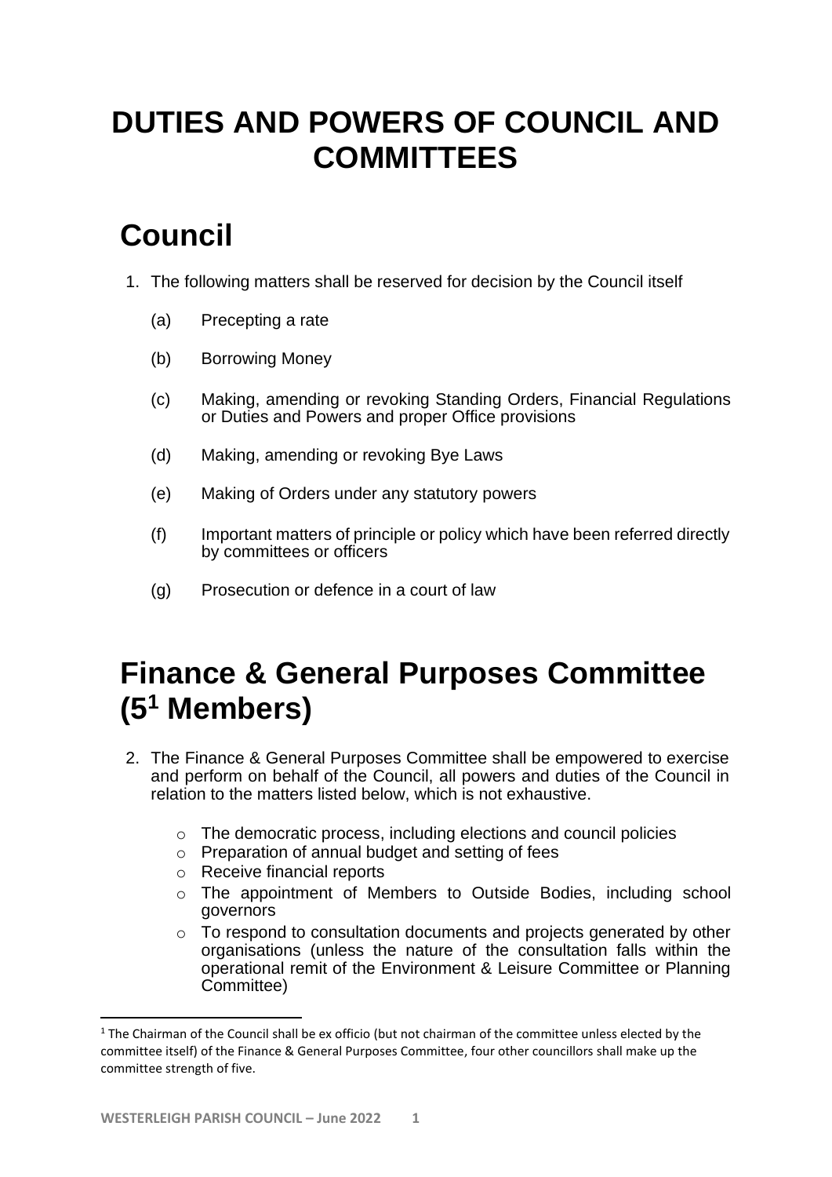# DUTIES AND POWERS OF COUNCIL AND COMMITTEES

## Council

1. The following matters shall be reserved for decision by the Council itself

   (a) Precepting a rate

   (b) Borrowing Money

   (c) Making, amending or revoking Standing Orders, Financial Regulations or Duties and Powers and proper Office provisions

   (d) Making, amending or revoking Bye Laws

   (e) Making of Orders under any statutory powers

   (f) Important matters of principle or policy which have been referred directly by committees or officers

   (g) Prosecution or defence in a court of law

## Finance & General Purposes Committee (5[1] Members)

2. The Finance & General Purposes Committee shall be empowered to exercise and perform on behalf of the Council, all powers and duties of the Council in relation to the matters listed below, which is not exhaustive.

   - The democratic process, including elections and council policies
   - Preparation of annual budget and setting of fees
   - Receive financial reports
   - The appointment of Members to Outside Bodies, including school governors
   - To respond to consultation documents and projects generated by other organisations (unless the nature of the consultation falls within the operational remit of the Environment & Leisure Committee or Planning Committee)

---

[1] The Chairman of the Council shall be ex officio (but not chairman of the committee unless elected by the committee itself) of the Finance & General Purposes Committee, four other councillors shall make up the committee strength of five.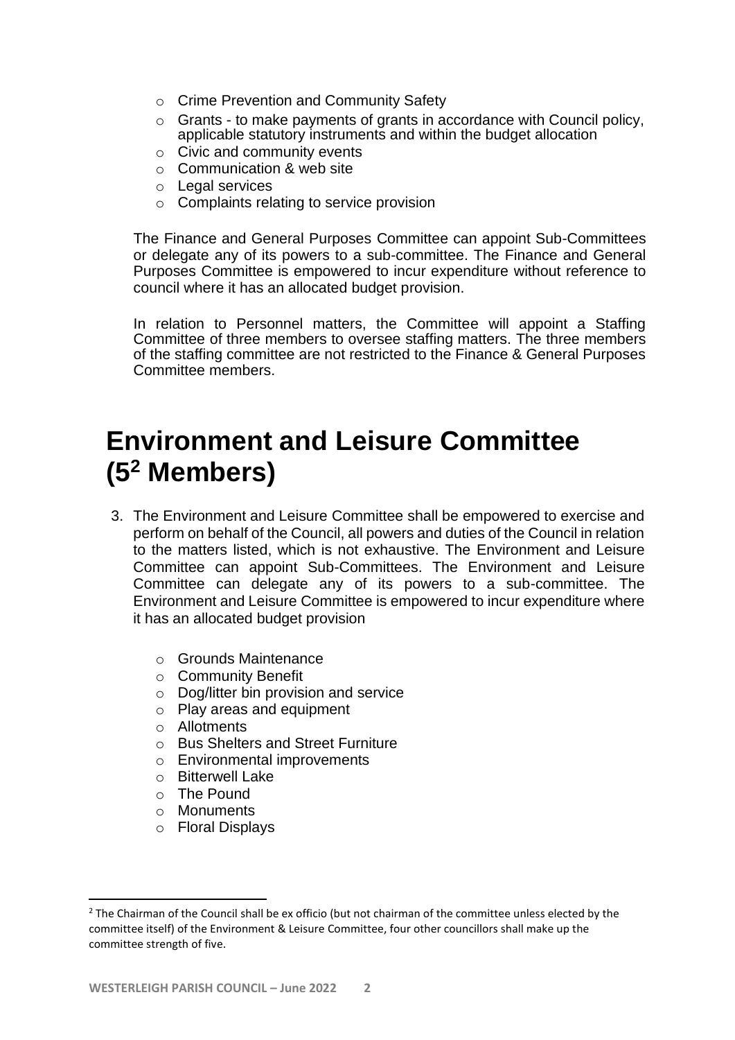- Crime Prevention and Community Safety
- Grants - to make payments of grants in accordance with Council policy, applicable statutory instruments and within the budget allocation
- Civic and community events
- Communication & web site
- Legal services
- Complaints relating to service provision

The Finance and General Purposes Committee can appoint Sub-Committees or delegate any of its powers to a sub-committee. The Finance and General Purposes Committee is empowered to incur expenditure without reference to council where it has an allocated budget provision.

In relation to Personnel matters, the Committee will appoint a Staffing Committee of three members to oversee staffing matters. The three members of the staffing committee are not restricted to the Finance & General Purposes Committee members.

# Environment and Leisure Committee (5[2] Members)

3. The Environment and Leisure Committee shall be empowered to exercise and perform on behalf of the Council, all powers and duties of the Council in relation to the matters listed, which is not exhaustive. The Environment and Leisure Committee can appoint Sub-Committees. The Environment and Leisure Committee can delegate any of its powers to a sub-committee. The Environment and Leisure Committee is empowered to incur expenditure where it has an allocated budget provision

   - Grounds Maintenance
   - Community Benefit
   - Dog/litter bin provision and service
   - Play areas and equipment
   - Allotments
   - Bus Shelters and Street Furniture
   - Environmental improvements
   - Bitterwell Lake
   - The Pound
   - Monuments
   - Floral Displays

[2] The Chairman of the Council shall be ex officio (but not chairman of the committee unless elected by the committee itself) of the Environment & Leisure Committee, four other councillors shall make up the committee strength of five.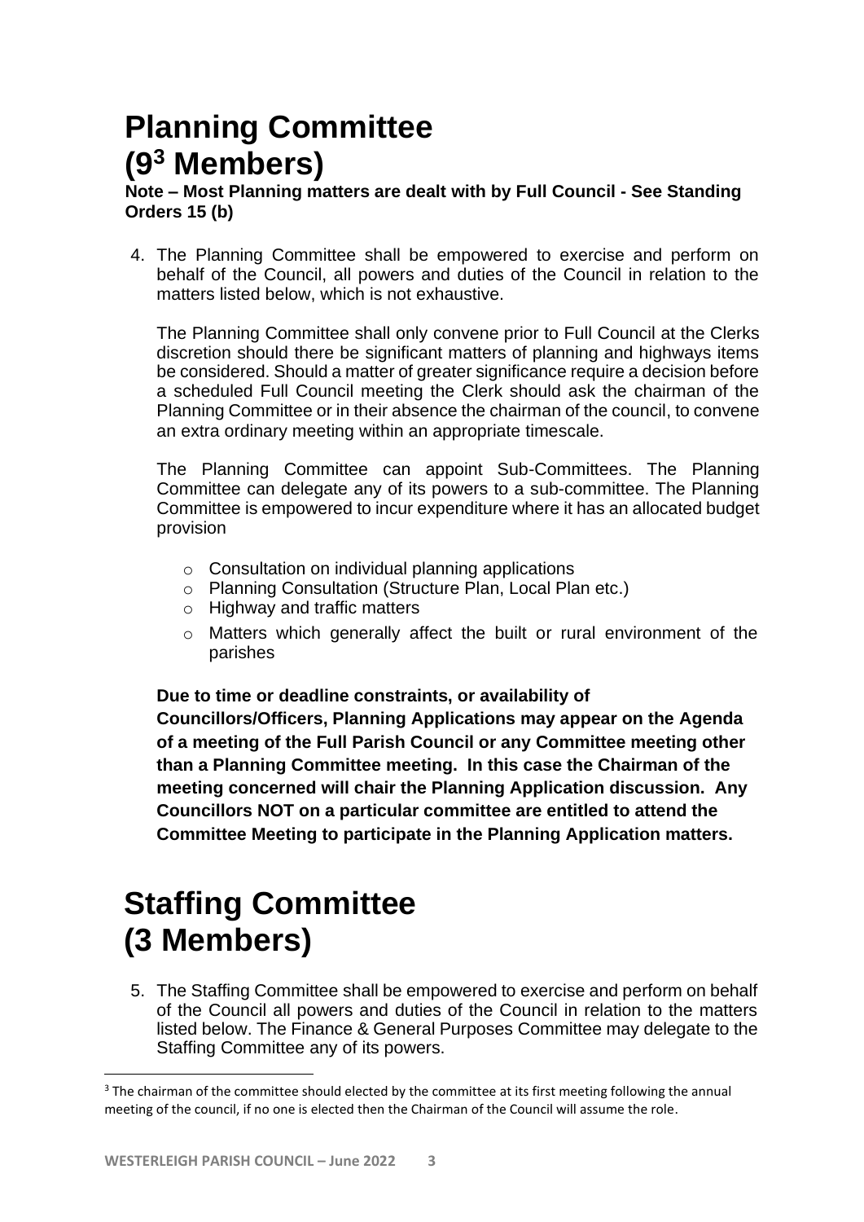# Planning Committee (9[3] Members)

**Note – Most Planning matters are dealt with by Full Council - See Standing Orders 15 (b)**

4. The Planning Committee shall be empowered to exercise and perform on behalf of the Council, all powers and duties of the Council in relation to the matters listed below, which is not exhaustive.

   The Planning Committee shall only convene prior to Full Council at the Clerks discretion should there be significant matters of planning and highways items be considered. Should a matter of greater significance require a decision before a scheduled Full Council meeting the Clerk should ask the chairman of the Planning Committee or in their absence the chairman of the council, to convene an extra ordinary meeting within an appropriate timescale.

   The Planning Committee can appoint Sub-Committees. The Planning Committee can delegate any of its powers to a sub-committee. The Planning Committee is empowered to incur expenditure where it has an allocated budget provision

   - Consultation on individual planning applications
   - Planning Consultation (Structure Plan, Local Plan etc.)
   - Highway and traffic matters
   - Matters which generally affect the built or rural environment of the parishes

   **Due to time or deadline constraints, or availability of Councillors/Officers, Planning Applications may appear on the Agenda of a meeting of the Full Parish Council or any Committee meeting other than a Planning Committee meeting. In this case the Chairman of the meeting concerned will chair the Planning Application discussion. Any Councillors NOT on a particular committee are entitled to attend the Committee Meeting to participate in the Planning Application matters.**

# Staffing Committee (3 Members)

5. The Staffing Committee shall be empowered to exercise and perform on behalf of the Council all powers and duties of the Council in relation to the matters listed below. The Finance & General Purposes Committee may delegate to the Staffing Committee any of its powers.

---

[3] The chairman of the committee should elected by the committee at its first meeting following the annual meeting of the council, if no one is elected then the Chairman of the Council will assume the role.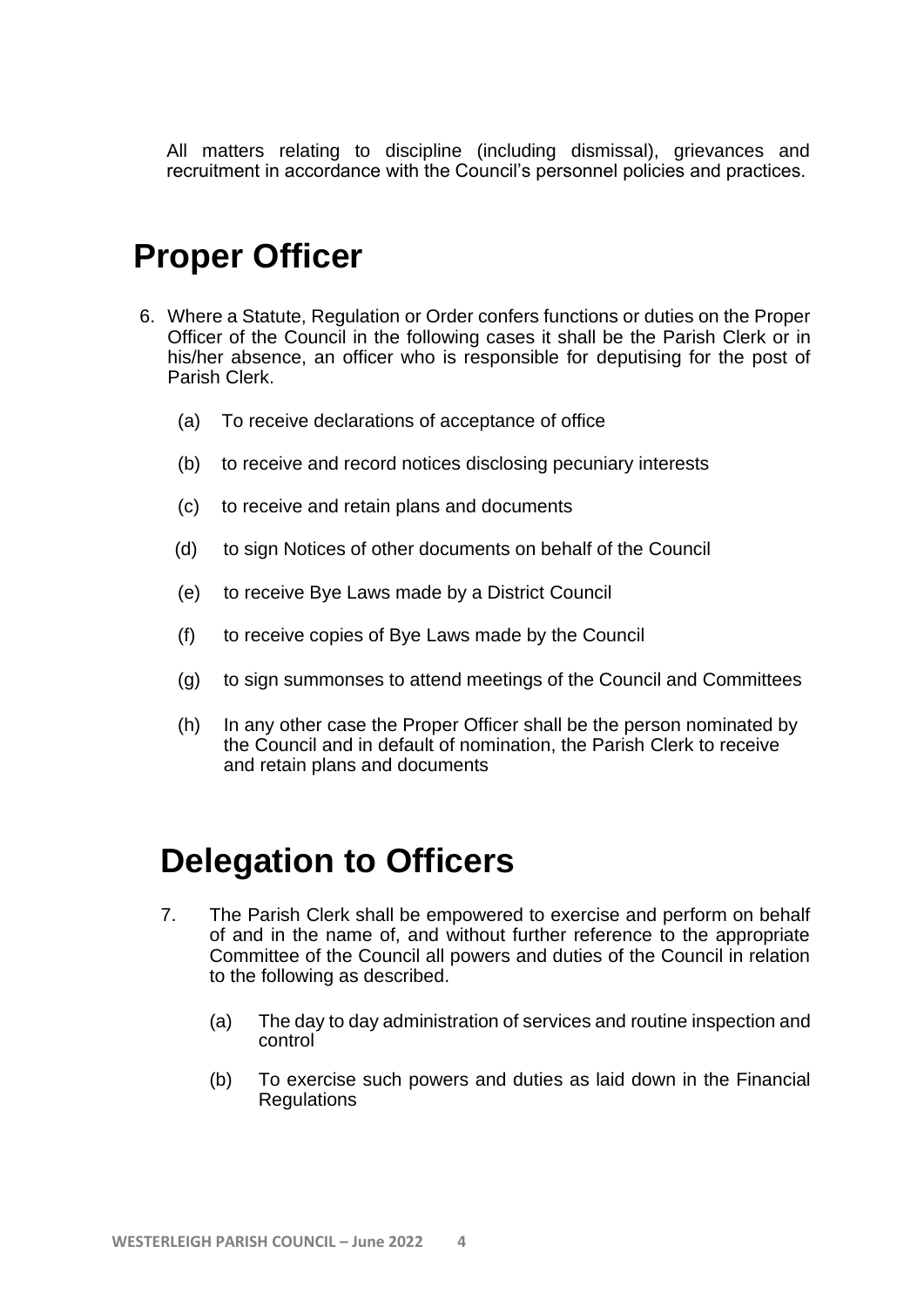All matters relating to discipline (including dismissal), grievances and recruitment in accordance with the Council's personnel policies and practices.

# Proper Officer

6. Where a Statute, Regulation or Order confers functions or duties on the Proper Officer of the Council in the following cases it shall be the Parish Clerk or in his/her absence, an officer who is responsible for deputising for the post of Parish Clerk.

   (a) To receive declarations of acceptance of office

   (b) to receive and record notices disclosing pecuniary interests

   (c) to receive and retain plans and documents

   (d) to sign Notices of other documents on behalf of the Council

   (e) to receive Bye Laws made by a District Council

   (f) to receive copies of Bye Laws made by the Council

   (g) to sign summonses to attend meetings of the Council and Committees

   (h) In any other case the Proper Officer shall be the person nominated by the Council and in default of nomination, the Parish Clerk to receive and retain plans and documents

# Delegation to Officers

7. The Parish Clerk shall be empowered to exercise and perform on behalf of and in the name of, and without further reference to the appropriate Committee of the Council all powers and duties of the Council in relation to the following as described.

   (a) The day to day administration of services and routine inspection and control

   (b) To exercise such powers and duties as laid down in the Financial Regulations